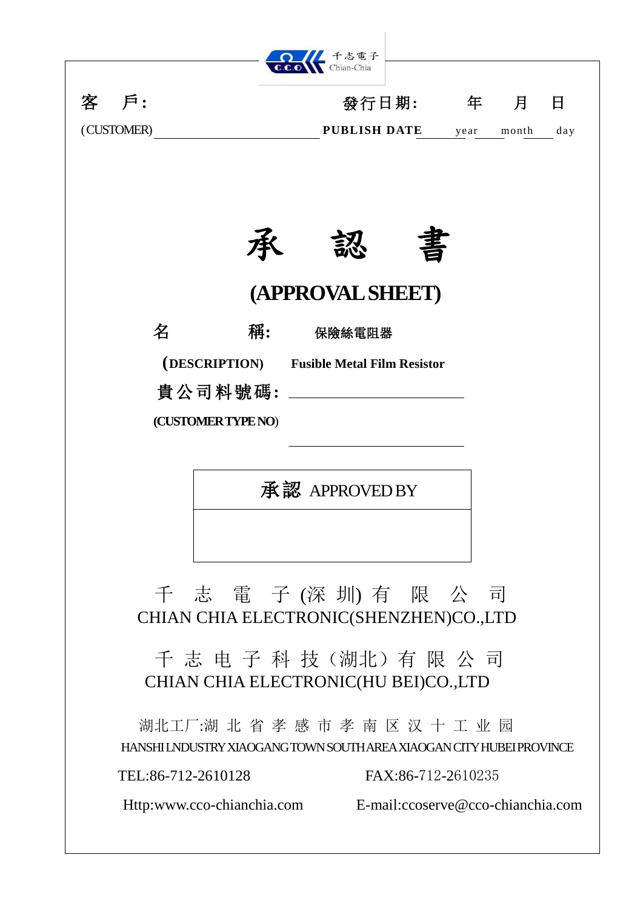千志電子
Chian-Chia

客　戶:　　　　　　　　　　　　　　　　發行日期:　　年　　月　　日

(CUSTOMER) ______________________　**PUBLISH DATE** ______ year ______ month ______ day

# 承　認　書

# (APPROVAL SHEET)

**名　　　稱:**　　**保險絲電阻器**

**(DESCRIPTION)**　　**Fusible Metal Film Resistor**

**貴公司料號碼:** ______________________

**(CUSTOMER TYPE NO)**

______________________

| 承認 APPROVED BY |
| --- |
| |

千　志　電　子 (深 圳) 有　限　公　司
CHIAN CHIA ELECTRONIC(SHENZHEN)CO.,LTD

千 志 电 子 科 技（湖北）有 限 公 司
CHIAN CHIA ELECTRONIC(HU BEI)CO.,LTD

湖北工厂:湖 北 省 孝 感 市 孝 南 区 汉 十 工 业 园
HANSHI LNDUSTRY XIAOGANG TOWN SOUTH AREA XIAOGAN CITY HUBEI PROVINCE

TEL:86-712-2610128　　　　FAX:86-712-2610235

Http:www.cco-chianchia.com　　　　E-mail:ccoserve@cco-chianchia.com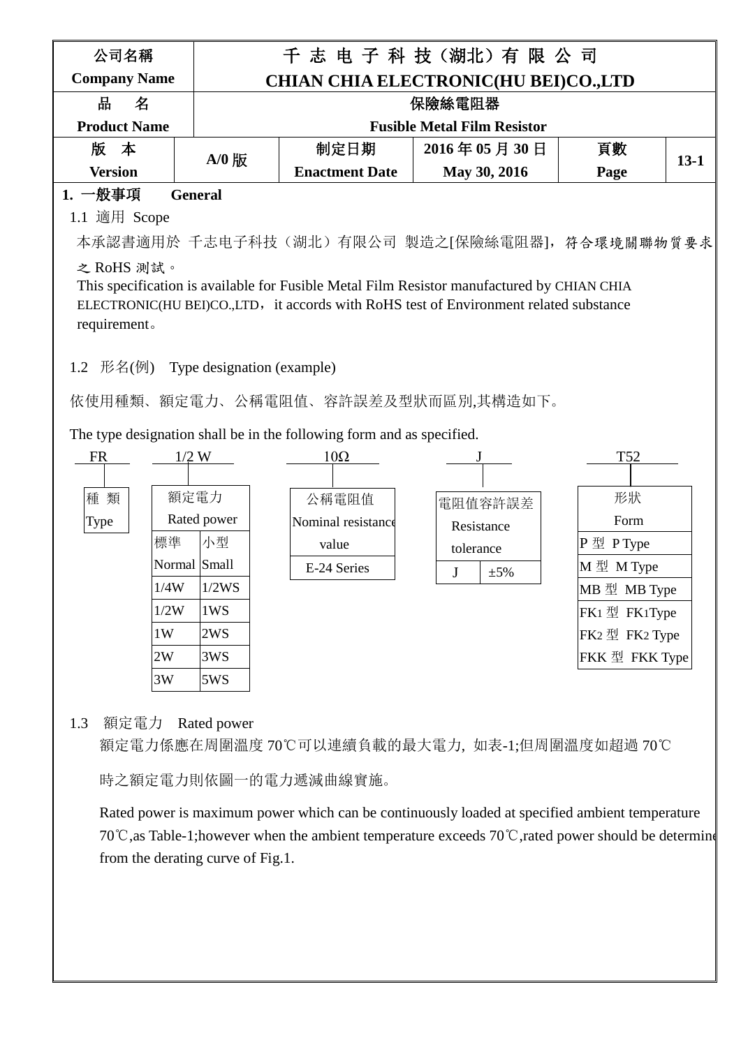| 公司名稱<br>Company Name | 千 志 电 子 科 技（湖北）有 限 公 司<br>CHIAN CHIA ELECTRONIC(HU BEI)CO.,LTD | | | | |
|---|---|---|---|---|---|
| 品　名<br>Product Name | 保險絲電阻器<br>Fusible Metal Film Resistor | | | | |
| 版　本<br>Version | A/0 版 | 制定日期<br>Enactment Date | 2016 年 05 月 30 日<br>May 30, 2016 | 頁數<br>Page | 13-1 |

## 1. 一般事項　General

### 1.1 適用 Scope

本承認書適用於 千志电子科技（湖北）有限公司 製造之[保險絲電阻器]，符合環境關聯物質要求之 RoHS 測試。

This specification is available for Fusible Metal Film Resistor manufactured by CHIAN CHIA ELECTRONIC(HU BEI)CO.,LTD，it accords with RoHS test of Environment related substance requirement。

### 1.2 形名(例)　Type designation (example)

依使用種類、額定電力、公稱電阻值、容許誤差及型狀而區別,其構造如下。

The type designation shall be in the following form and as specified.

FR　1/2 W　10Ω　J　T52

| 種 類<br>Type |
|---|

| 額定電力<br>Rated power | |
|---|---|
| 標準<br>Normal | 小型<br>Small |
| 1/4W | 1/2WS |
| 1/2W | 1WS |
| 1W | 2WS |
| 2W | 3WS |
| 3W | 5WS |

| 公稱電阻值<br>Nominal resistance value |
|---|
| E-24 Series |

| 電阻值容許誤差<br>Resistance tolerance | |
|---|---|
| J | ±5% |

| 形狀<br>Form |
|---|
| P 型 P Type |
| M 型 M Type |
| MB 型 MB Type |
| FK1 型 FK1Type |
| FK2 型 FK2 Type |
| FKK 型 FKK Type |

### 1.3 額定電力　Rated power

額定電力係應在周圍溫度 70℃可以連續負載的最大電力, 如表-1;但周圍溫度如超過 70℃時之額定電力則依圖一的電力遞減曲線實施。

Rated power is maximum power which can be continuously loaded at specified ambient temperature 70℃,as Table-1;however when the ambient temperature exceeds 70℃,rated power should be determined from the derating curve of Fig.1.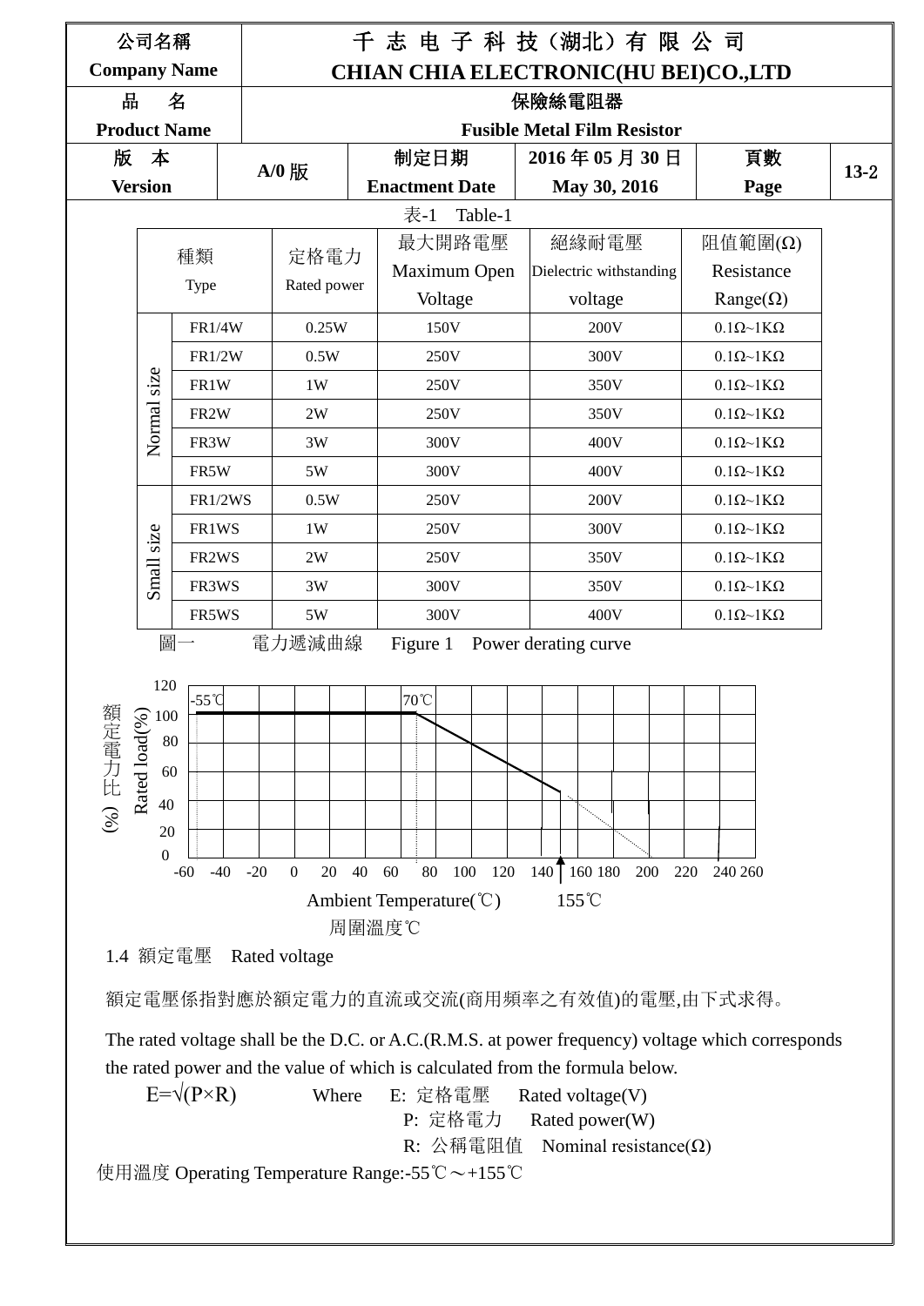| 公司名稱 Company Name | 千 志 电 子 科 技（湖北）有 限 公 司 CHIAN CHIA ELECTRONIC(HU BEI)CO.,LTD | | | | |
|---|---|---|---|---|---|
| 品　名 Product Name | 保險絲電阻器 Fusible Metal Film Resistor | | | | |
| 版　本 Version | A/0 版 | 制定日期 Enactment Date | 2016 年 05 月 30 日 May 30, 2016 | 頁數 Page | 13-2 |

表-1　Table-1

| | 種類 Type | 定格電力 Rated power | 最大開路電壓 Maximum Open Voltage | 絕緣耐電壓 Dielectric withstanding voltage | 阻值範圍(Ω) Resistance Range(Ω) |
|---|---|---|---|---|---|
| Normal size | FR1/4W | 0.25W | 150V | 200V | 0.1Ω~1KΩ |
| | FR1/2W | 0.5W | 250V | 300V | 0.1Ω~1KΩ |
| | FR1W | 1W | 250V | 350V | 0.1Ω~1KΩ |
| | FR2W | 2W | 250V | 350V | 0.1Ω~1KΩ |
| | FR3W | 3W | 300V | 400V | 0.1Ω~1KΩ |
| | FR5W | 5W | 300V | 400V | 0.1Ω~1KΩ |
| Small size | FR1/2WS | 0.5W | 250V | 200V | 0.1Ω~1KΩ |
| | FR1WS | 1W | 250V | 300V | 0.1Ω~1KΩ |
| | FR2WS | 2W | 250V | 350V | 0.1Ω~1KΩ |
| | FR3WS | 3W | 300V | 350V | 0.1Ω~1KΩ |
| | FR5WS | 5W | 300V | 400V | 0.1Ω~1KΩ |

圖一　電力遞減曲線　Figure 1　Power derating curve

1.4 額定電壓　Rated voltage

額定電壓係指對應於額定電力的直流或交流(商用頻率之有效值)的電壓,由下式求得。

The rated voltage shall be the D.C. or A.C.(R.M.S. at power frequency) voltage which corresponds the rated power and the value of which is calculated from the formula below.

$E=\sqrt{P \times R}$　　Where　E: 定格電壓　Rated voltage(V)

P: 定格電力　Rated power(W)

R: 公稱電阻值　Nominal resistance(Ω)

使用溫度 Operating Temperature Range:-55℃～+155℃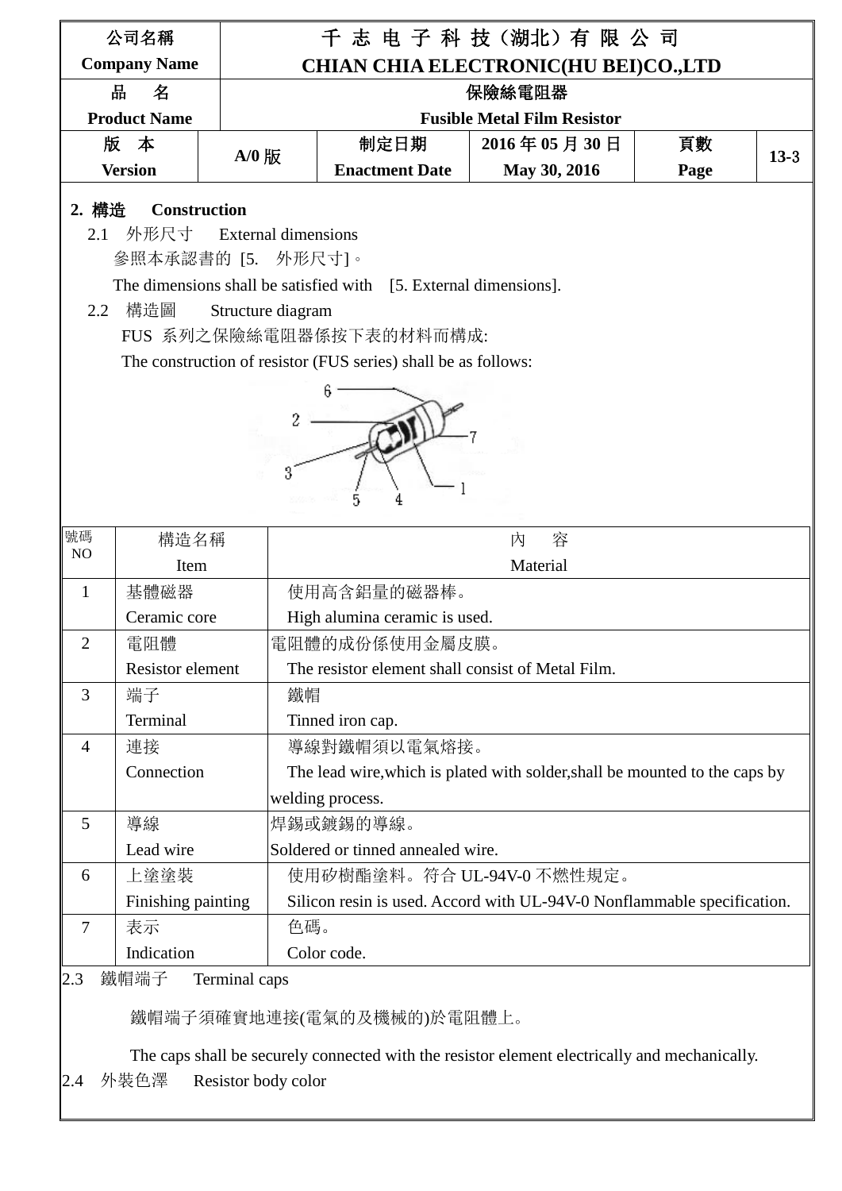| 公司名稱<br>Company Name | 千 志 电 子 科 技（湖北）有 限 公 司<br>CHIAN CHIA ELECTRONIC(HU BEI)CO.,LTD | | | | |
|---|---|---|---|---|---|
| 品　名<br>Product Name | 保險絲電阻器<br>Fusible Metal Film Resistor | | | | |
| 版　本<br>Version | A/0 版 | 制定日期<br>Enactment Date | 2016 年 05 月 30 日<br>May 30, 2016 | 頁數<br>Page | 13-3 |

**2. 構造　Construction**

2.1　外形尺寸　External dimensions

參照本承認書的 [5.　外形尺寸]。

The dimensions shall be satisfied with　[5. External dimensions].

2.2　構造圖　　Structure diagram

FUS 系列之保險絲電阻器係按下表的材料而構成:

The construction of resistor (FUS series) shall be as follows:

| 號碼<br>NO | 構造名稱<br>Item | 內　容<br>Material |
|---|---|---|
| 1 | 基體磁器<br>Ceramic core | 使用高含鋁量的磁器棒。<br>High alumina ceramic is used. |
| 2 | 電阻體<br>Resistor element | 電阻體的成份係使用金屬皮膜。<br>The resistor element shall consist of Metal Film. |
| 3 | 端子<br>Terminal | 鐵帽<br>Tinned iron cap. |
| 4 | 連接<br>Connection | 導線對鐵帽須以電氣熔接。<br>The lead wire,which is plated with solder,shall be mounted to the caps by welding process. |
| 5 | 導線<br>Lead wire | 焊錫或鍍錫的導線。<br>Soldered or tinned annealed wire. |
| 6 | 上塗塗裝<br>Finishing painting | 使用矽樹酯塗料。符合 UL-94V-0 不燃性規定。<br>Silicon resin is used. Accord with UL-94V-0 Nonflammable specification. |
| 7 | 表示<br>Indication | 色碼。<br>Color code. |

2.3　鐵帽端子　Terminal caps

鐵帽端子須確實地連接(電氣的及機械的)於電阻體上。

The caps shall be securely connected with the resistor element electrically and mechanically.

2.4　外裝色澤　Resistor body color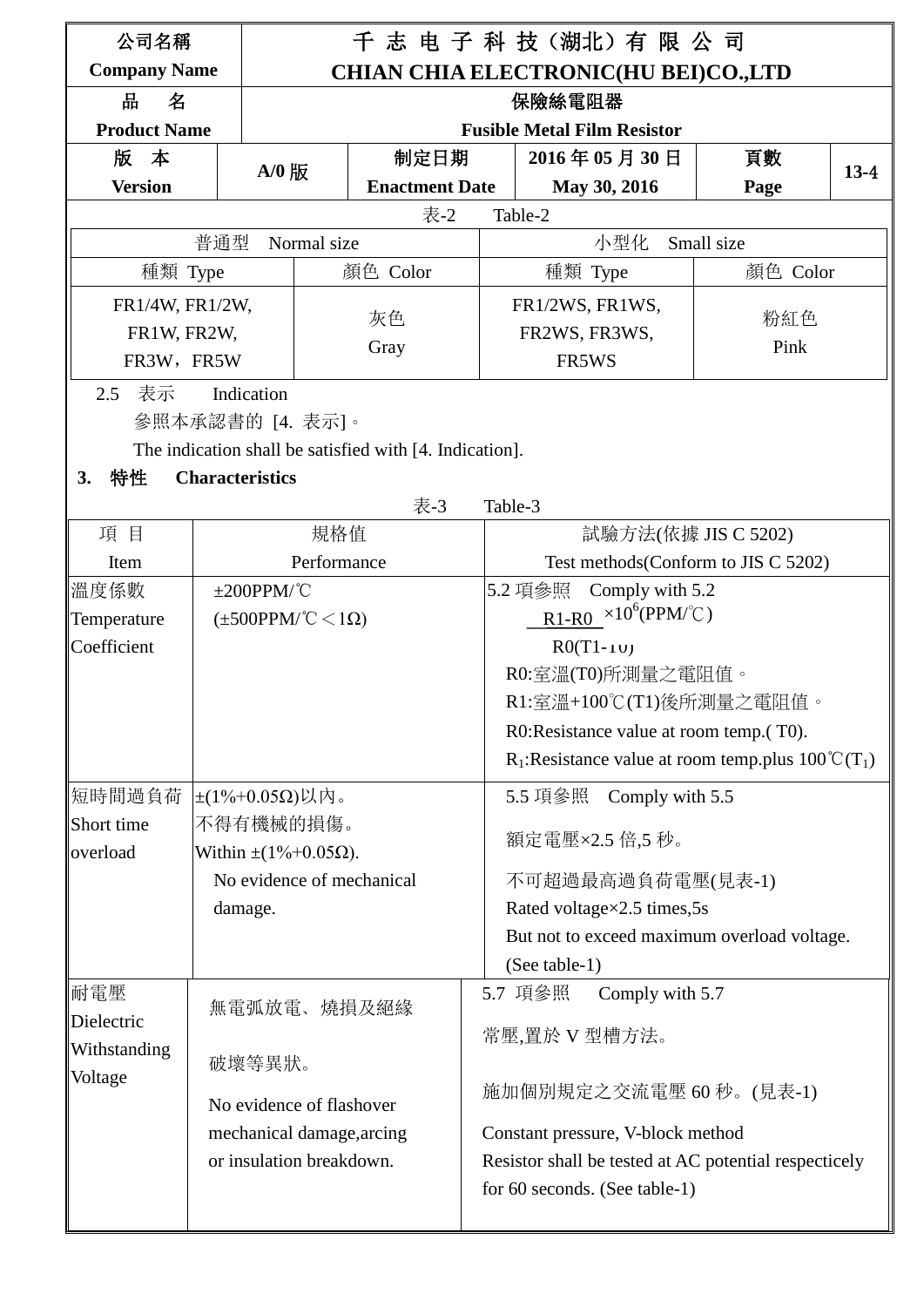| 公司名稱 Company Name | 千 志 电 子 科 技（湖北）有 限 公 司 CHIAN CHIA ELECTRONIC(HU BEI)CO.,LTD | | | | |
|---|---|---|---|---|---|
| 品 名 Product Name | 保險絲電阻器 Fusible Metal Film Resistor | | | | |
| 版 本 Version | A/0 版 | 制定日期 Enactment Date | 2016 年 05 月 30 日 May 30, 2016 | 頁數 Page | 13-4 |

表-2 Table-2

| 普通型 Normal size | | 小型化 Small size | |
|---|---|---|---|
| 種類 Type | 顏色 Color | 種類 Type | 顏色 Color |
| FR1/4W, FR1/2W, FR1W, FR2W, FR3W，FR5W | 灰色 Gray | FR1/2WS, FR1WS, FR2WS, FR3WS, FR5WS | 粉紅色 Pink |

2.5 表示 Indication

參照本承認書的 [4. 表示]。

The indication shall be satisfied with [4. Indication].

## 3. 特性 Characteristics

表-3 Table-3

| 項 目 Item | 規格值 Performance | 試驗方法(依據 JIS C 5202) Test methods(Conform to JIS C 5202) |
|---|---|---|
| 溫度係數 Temperature Coefficient | ±200PPM/℃ (±500PPM/℃＜1Ω) | 5.2 項參照 Comply with 5.2 $\frac{R1-R0}{R0(T1-T0)}\times10^{6}$(PPM/℃) R0:室溫(T0)所測量之電阻值。 R1:室溫+100℃(T1)後所測量之電阻值。 R0:Resistance value at room temp.( T0). $R_1$:Resistance value at room temp.plus 100℃($T_1$) |
| 短時間過負荷 Short time overload | ±(1%+0.05Ω)以內。 不得有機械的損傷。 Within ±(1%+0.05Ω). No evidence of mechanical damage. | 5.5 項參照 Comply with 5.5 額定電壓×2.5 倍,5 秒。 不可超過最高負荷電壓(見表-1) Rated voltage×2.5 times,5s But not to exceed maximum overload voltage. (See table-1) |
| 耐電壓 Dielectric Withstanding Voltage | 無電弧放電、燒損及絕緣破壞等異狀。 No evidence of flashover mechanical damage,arcing or insulation breakdown. | 5.7 項參照 Comply with 5.7 常壓,置於 V 型槽方法。 施加個別規定之交流電壓 60 秒。(見表-1) Constant pressure, V-block method Resistor shall be tested at AC potential respecticely for 60 seconds. (See table-1) |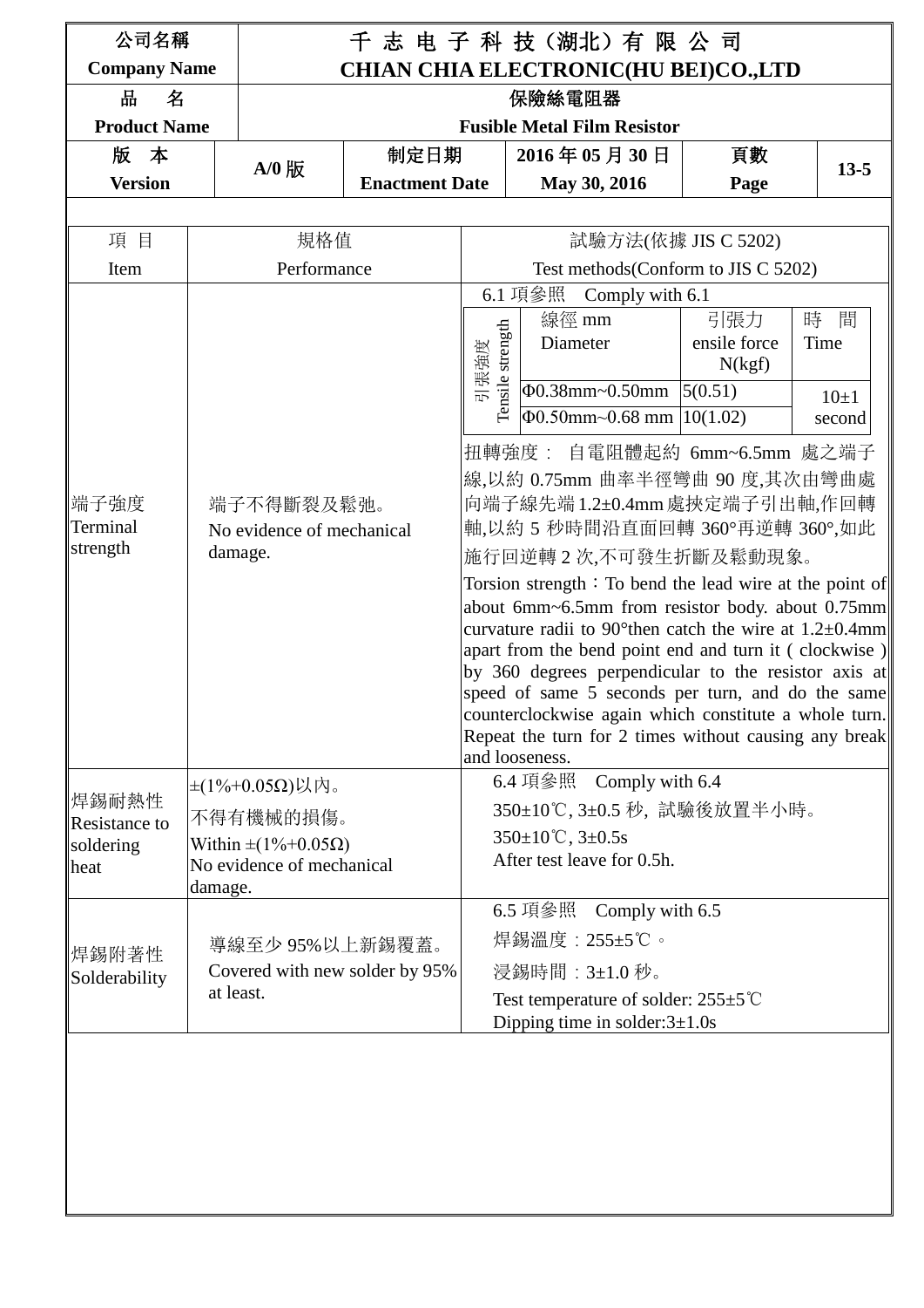| 公司名稱 Company Name | 千 志 电 子 科 技（湖北）有 限 公 司 CHIAN CHIA ELECTRONIC(HU BEI)CO.,LTD | | | | |
|---|---|---|---|---|---|
| 品　名 Product Name | 保險絲電阻器 Fusible Metal Film Resistor | | | | |
| 版　本 Version | A/0 版 | 制定日期 Enactment Date | 2016 年 05 月 30 日 May 30, 2016 | 頁數 Page | 13-5 |

| 項 目 Item | 規格值 Performance | 試驗方法(依據 JIS C 5202) Test methods(Conform to JIS C 5202) |
|---|---|---|
| 端子強度 Terminal strength | 端子不得斷裂及鬆弛。 No evidence of mechanical damage. | 6.1 項參照　Comply with 6.1<br>引張強度 Tensile strength:<br>線徑 mm Diameter / 引張力 ensile force N(kgf) / 時間 Time<br>Φ0.38mm~0.50mm / 5(0.51) / 10±1 second<br>Φ0.50mm~0.68 mm / 10(1.02) / 10±1 second<br>扭轉強度： 自電阻體起約 6mm~6.5mm 處之端子線,以約 0.75mm 曲率半徑彎曲 90 度,其次由彎曲處向端子線先端1.2±0.4mm處挾定端子引出軸,作回轉軸,以約 5 秒時間沿直面回轉 360°再逆轉 360°,如此施行回逆轉 2 次,不可發生折斷及鬆動現象。<br>Torsion strength：To bend the lead wire at the point of about 6mm~6.5mm from resistor body. about 0.75mm curvature radii to 90°then catch the wire at 1.2±0.4mm apart from the bend point end and turn it ( clockwise ) by 360 degrees perpendicular to the resistor axis at speed of same 5 seconds per turn, and do the same counterclockwise again which constitute a whole turn. Repeat the turn for 2 times without causing any break and looseness. |
| 焊錫耐熱性 Resistance to soldering heat | ±(1%+0.05Ω)以內。<br>不得有機械的損傷。<br>Within ±(1%+0.05Ω)<br>No evidence of mechanical damage. | 6.4 項參照　Comply with 6.4<br>350±10℃, 3±0.5 秒, 試驗後放置半小時。<br>350±10℃, 3±0.5s<br>After test leave for 0.5h. |
| 焊錫附著性 Solderability | 導線至少 95%以上新錫覆蓋。<br>Covered with new solder by 95% at least. | 6.5 項參照　Comply with 6.5<br>焊錫溫度：255±5℃ 。<br>浸錫時間：3±1.0 秒。<br>Test temperature of solder: 255±5℃<br>Dipping time in solder:3±1.0s |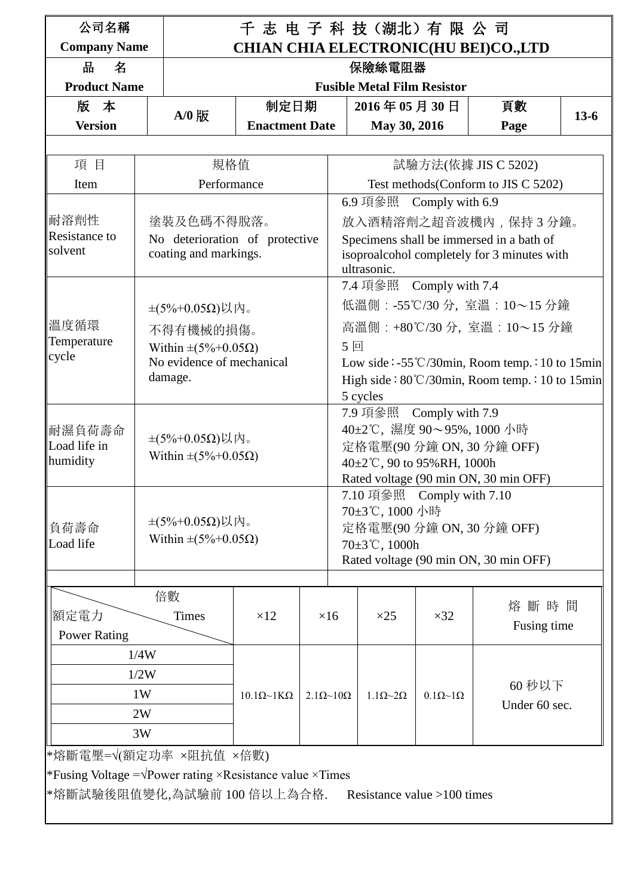| 公司名稱<br>Company Name | 千 志 电 子 科 技（湖北）有 限 公 司<br>CHIAN CHIA ELECTRONIC(HU BEI)CO.,LTD | | | | |
|---|---|---|---|---|---|
| 品　名<br>Product Name | 保險絲電阻器<br>Fusible Metal Film Resistor | | | | |
| 版　本<br>Version | A/0 版 | 制定日期<br>Enactment Date | 2016 年 05 月 30 日<br>May 30, 2016 | 頁數<br>Page | 13-6 |

| 項 目<br>Item | 規格值<br>Performance | 試驗方法(依據 JIS C 5202)<br>Test methods(Conform to JIS C 5202) |
|---|---|---|
| 耐溶劑性<br>Resistance to solvent | 塗裝及色碼不得脫落。<br>No deterioration of protective coating and markings. | 6.9 項參照　Comply with 6.9<br>放入酒精溶劑之超音波機內，保持 3 分鐘。<br>Specimens shall be immersed in a bath of isoproalcohol completely for 3 minutes with ultrasonic. |
| 溫度循環<br>Temperature cycle | ±(5%+0.05Ω)以內。<br>不得有機械的損傷。<br>Within ±(5%+0.05Ω)<br>No evidence of mechanical damage. | 7.4 項參照　Comply with 7.4<br>低溫側：-55℃/30 分, 室溫：10～15 分鐘<br>高溫側：+80℃/30 分, 室溫：10～15 分鐘<br>5 回<br>Low side：-55℃/30min, Room temp.：10 to 15min<br>High side：80℃/30min, Room temp.：10 to 15min<br>5 cycles |
| 耐濕負荷壽命<br>Load life in humidity | ±(5%+0.05Ω)以內。<br>Within ±(5%+0.05Ω) | 7.9 項參照　Comply with 7.9<br>40±2℃, 濕度 90～95%, 1000 小時<br>定格電壓(90 分鐘 ON, 30 分鐘 OFF)<br>40±2℃, 90 to 95%RH, 1000h<br>Rated voltage (90 min ON, 30 min OFF) |
| 負荷壽命<br>Load life | ±(5%+0.05Ω)以內。<br>Within ±(5%+0.05Ω) | 7.10 項參照　Comply with 7.10<br>70±3℃, 1000 小時<br>定格電壓(90 分鐘 ON, 30 分鐘 OFF)<br>70±3℃, 1000h<br>Rated voltage (90 min ON, 30 min OFF) |

| 倍數 Times / 額定電力 Power Rating | ×12 | ×16 | ×25 | ×32 | 熔 斷 時 間<br>Fusing time |
|---|---|---|---|---|---|
| 1/4W | 10.1Ω~1KΩ | 2.1Ω~10Ω | 1.1Ω~2Ω | 0.1Ω~1Ω | 60 秒以下<br>Under 60 sec. |
| 1/2W | | | | | |
| 1W | | | | | |
| 2W | | | | | |
| 3W | | | | | |

*熔斷電壓=√(額定功率 ×阻抗值 ×倍數)

*Fusing Voltage =√Power rating ×Resistance value ×Times

*熔斷試驗後阻值變化,為試驗前 100 倍以上為合格.　　Resistance value >100 times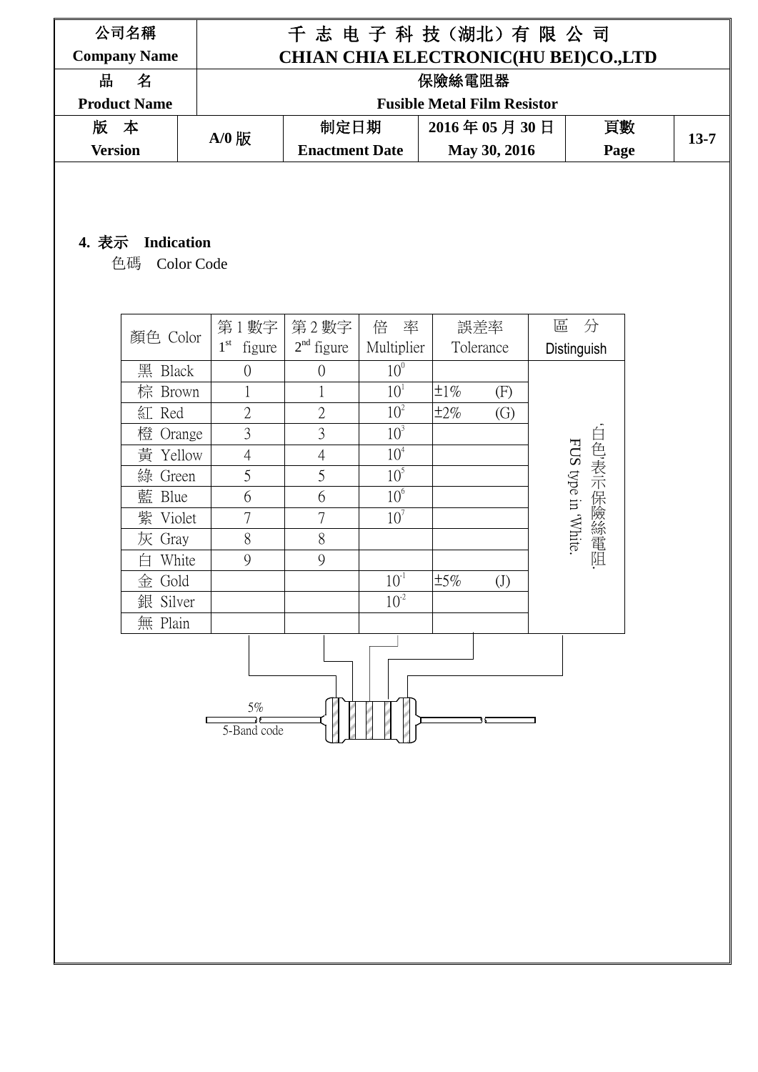| 公司名稱 Company Name | 千 志 电 子 科 技（湖北）有 限 公 司 CHIAN CHIA ELECTRONIC(HU BEI)CO.,LTD | | | | |
|---|---|---|---|---|---|
| 品　名 Product Name | 保險絲電阻器 Fusible Metal Film Resistor | | | | |
| 版　本 Version | A/0 版 | 制定日期 Enactment Date | 2016 年 05 月 30 日 May 30, 2016 | 頁數 Page | 13-7 |

**4. 表示　Indication**

色碼　Color Code

| 顏色 Color | 第 1 數字 1st figure | 第 2 數字 2nd figure | 倍　率 Multiplier | 誤差率 Tolerance | 區　分 Distinguish |
|---|---|---|---|---|---|
| 黑 Black | 0 | 0 | $10^{0}$ | | 白色表示保險絲電阻. FUS type in 'White. |
| 棕 Brown | 1 | 1 | $10^{1}$ | ±1%　(F) | |
| 紅 Red | 2 | 2 | $10^{2}$ | ±2%　(G) | |
| 橙 Orange | 3 | 3 | $10^{3}$ | | |
| 黃 Yellow | 4 | 4 | $10^{4}$ | | |
| 綠 Green | 5 | 5 | $10^{5}$ | | |
| 藍 Blue | 6 | 6 | $10^{6}$ | | |
| 紫 Violet | 7 | 7 | $10^{7}$ | | |
| 灰 Gray | 8 | 8 | | | |
| 白 White | 9 | 9 | | | |
| 金 Gold | | | $10^{-1}$ | ±5%　(J) | |
| 銀 Silver | | | $10^{-2}$ | | |
| 無 Plain | | | | | |

5%

5-Band code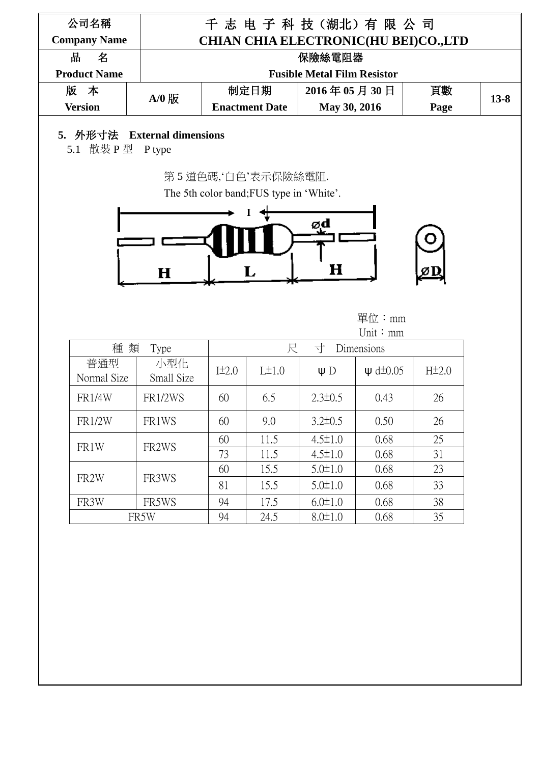| 公司名稱<br>Company Name | 千 志 电 子 科 技（湖北）有 限 公 司<br>CHIAN CHIA ELECTRONIC(HU BEI)CO.,LTD | | | | |
|---|---|---|---|---|---|
| 品　名<br>Product Name | 保險絲電阻器<br>Fusible Metal Film Resistor | | | | |
| 版　本<br>Version | A/0 版 | 制定日期<br>Enactment Date | 2016 年 05 月 30 日<br>May 30, 2016 | 頁數<br>Page | 13-8 |

## 5. 外形寸法　External dimensions

5.1　散裝 P 型　P type

第 5 道色碼,‘白色’表示保險絲電阻.
The 5th color band;FUS type in ‘White’.

單位：mm
Unit：mm

| 種 類　Type | | 尺　寸　Dimensions | | | | |
|---|---|---|---|---|---|---|
| 普通型<br>Normal Size | 小型化<br>Small Size | I±2.0 | L±1.0 | ψ D | ψ d±0.05 | H±2.0 |
| FR1/4W | FR1/2WS | 60 | 6.5 | 2.3±0.5 | 0.43 | 26 |
| FR1/2W | FR1WS | 60 | 9.0 | 3.2±0.5 | 0.50 | 26 |
| FR1W | FR2WS | 60 | 11.5 | 4.5±1.0 | 0.68 | 25 |
| | | 73 | 11.5 | 4.5±1.0 | 0.68 | 31 |
| FR2W | FR3WS | 60 | 15.5 | 5.0±1.0 | 0.68 | 23 |
| | | 81 | 15.5 | 5.0±1.0 | 0.68 | 33 |
| FR3W | FR5WS | 94 | 17.5 | 6.0±1.0 | 0.68 | 38 |
| FR5W | | 94 | 24.5 | 8.0±1.0 | 0.68 | 35 |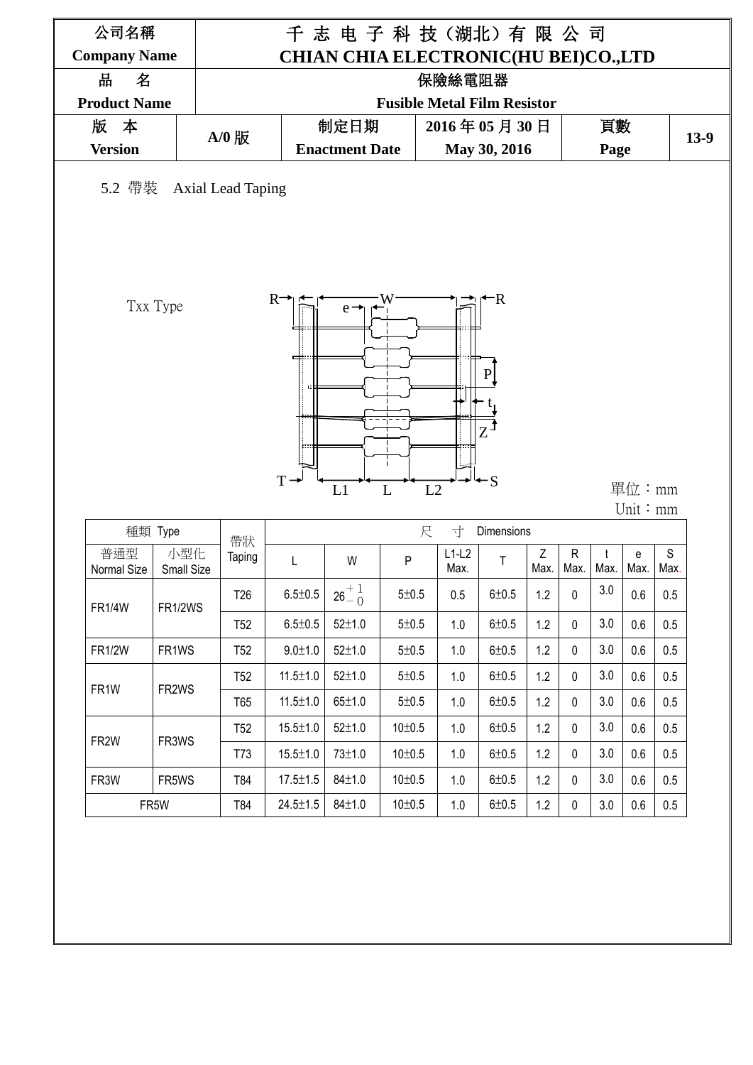5.2 帶裝　Axial Lead Taping

Txx Type

單位：mm
Unit：mm

| 種類 Type | | 帶狀 Taping | 尺寸 Dimensions | | | | | | | | | |
|---|---|---|---|---|---|---|---|---|---|---|---|---|
| 普通型 Normal Size | 小型化 Small Size | | L | W | P | L1-L2 Max. | T | Z Max. | R Max. | t Max. | e Max. | S Max. |
| FR1/4W | FR1/2WS | T26 | 6.5±0.5 | $26^{+1}_{-0}$ | 5±0.5 | 0.5 | 6±0.5 | 1.2 | 0 | 3.0 | 0.6 | 0.5 |
| | | T52 | 6.5±0.5 | 52±1.0 | 5±0.5 | 1.0 | 6±0.5 | 1.2 | 0 | 3.0 | 0.6 | 0.5 |
| FR1/2W | FR1WS | T52 | 9.0±1.0 | 52±1.0 | 5±0.5 | 1.0 | 6±0.5 | 1.2 | 0 | 3.0 | 0.6 | 0.5 |
| FR1W | FR2WS | T52 | 11.5±1.0 | 52±1.0 | 5±0.5 | 1.0 | 6±0.5 | 1.2 | 0 | 3.0 | 0.6 | 0.5 |
| | | T65 | 11.5±1.0 | 65±1.0 | 5±0.5 | 1.0 | 6±0.5 | 1.2 | 0 | 3.0 | 0.6 | 0.5 |
| FR2W | FR3WS | T52 | 15.5±1.0 | 52±1.0 | 10±0.5 | 1.0 | 6±0.5 | 1.2 | 0 | 3.0 | 0.6 | 0.5 |
| | | T73 | 15.5±1.0 | 73±1.0 | 10±0.5 | 1.0 | 6±0.5 | 1.2 | 0 | 3.0 | 0.6 | 0.5 |
| FR3W | FR5WS | T84 | 17.5±1.5 | 84±1.0 | 10±0.5 | 1.0 | 6±0.5 | 1.2 | 0 | 3.0 | 0.6 | 0.5 |
| FR5W | | T84 | 24.5±1.5 | 84±1.0 | 10±0.5 | 1.0 | 6±0.5 | 1.2 | 0 | 3.0 | 0.6 | 0.5 |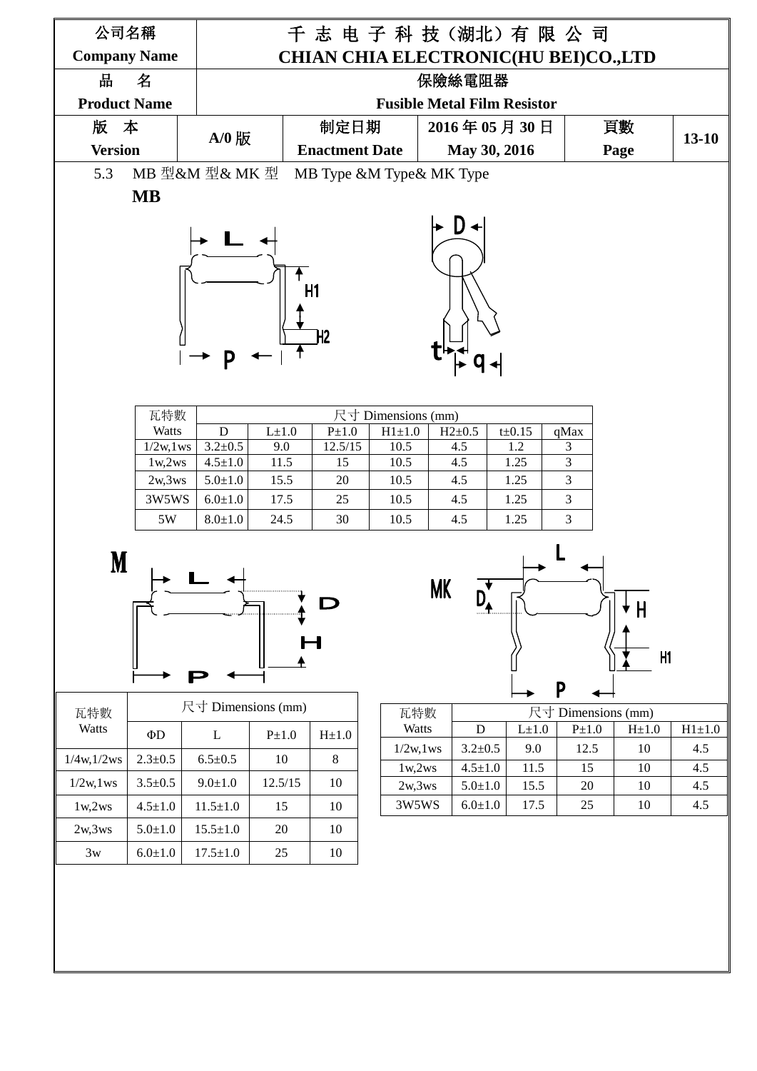| 公司名稱 Company Name | 千 志 电 子 科 技（湖北）有 限 公 司 CHIAN CHIA ELECTRONIC(HU BEI)CO.,LTD | | | | |
|---|---|---|---|---|---|
| 品　名 Product Name | 保險絲電阻器 Fusible Metal Film Resistor | | | | |
| 版　本 Version | A/0 版 | 制定日期 Enactment Date | 2016 年 05 月 30 日 May 30, 2016 | 頁數 Page | 13-10 |

5.3　MB 型&M 型& MK 型　MB Type &M Type& MK Type

**MB**

| 瓦特數 Watts | 尺寸 Dimensions (mm) | | | | | | |
|---|---|---|---|---|---|---|---|
| | D | L±1.0 | P±1.0 | H1±1.0 | H2±0.5 | t±0.15 | qMax |
| 1/2w,1ws | 3.2±0.5 | 9.0 | 12.5/15 | 10.5 | 4.5 | 1.2 | 3 |
| 1w,2ws | 4.5±1.0 | 11.5 | 15 | 10.5 | 4.5 | 1.25 | 3 |
| 2w,3ws | 5.0±1.0 | 15.5 | 20 | 10.5 | 4.5 | 1.25 | 3 |
| 3W5WS | 6.0±1.0 | 17.5 | 25 | 10.5 | 4.5 | 1.25 | 3 |
| 5W | 8.0±1.0 | 24.5 | 30 | 10.5 | 4.5 | 1.25 | 3 |

**M**

| 瓦特數 Watts | 尺寸 Dimensions (mm) | | | |
|---|---|---|---|---|
| | ΦD | L | P±1.0 | H±1.0 |
| 1/4w,1/2ws | 2.3±0.5 | 6.5±0.5 | 10 | 8 |
| 1/2w,1ws | 3.5±0.5 | 9.0±1.0 | 12.5/15 | 10 |
| 1w,2ws | 4.5±1.0 | 11.5±1.0 | 15 | 10 |
| 2w,3ws | 5.0±1.0 | 15.5±1.0 | 20 | 10 |
| 3w | 6.0±1.0 | 17.5±1.0 | 25 | 10 |

**MK**

| 瓦特數 Watts | 尺寸 Dimensions (mm) | | | | |
|---|---|---|---|---|---|
| | D | L±1.0 | P±1.0 | H±1.0 | H1±1.0 |
| 1/2w,1ws | 3.2±0.5 | 9.0 | 12.5 | 10 | 4.5 |
| 1w,2ws | 4.5±1.0 | 11.5 | 15 | 10 | 4.5 |
| 2w,3ws | 5.0±1.0 | 15.5 | 20 | 10 | 4.5 |
| 3W5WS | 6.0±1.0 | 17.5 | 25 | 10 | 4.5 |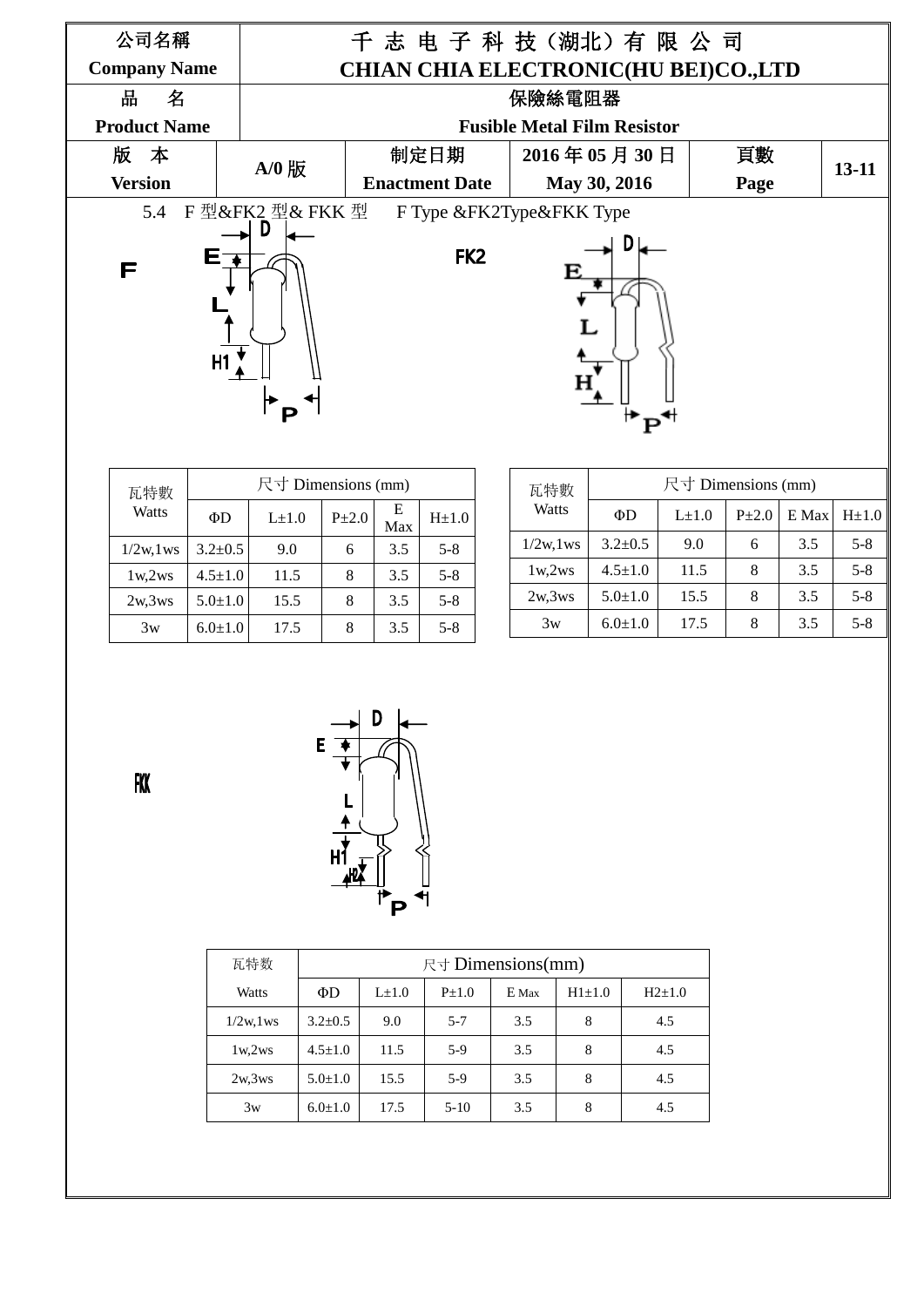| 公司名稱<br>Company Name | 千 志 电 子 科 技（湖北）有 限 公 司<br>CHIAN CHIA ELECTRONIC(HU BEI)CO.,LTD | | | | |
|---|---|---|---|---|---|
| 品　名<br>Product Name | 保險絲電阻器<br>Fusible Metal Film Resistor | | | | |
| 版　本<br>Version | A/0 版 | 制定日期<br>Enactment Date | 2016 年 05 月 30 日<br>May 30, 2016 | 頁數<br>Page | 13-11 |

5.4　F 型&FK2 型& FKK 型　　F Type &FK2Type&FKK Type

F

FK2

| 瓦特數<br>Watts | 尺寸 Dimensions (mm) | | | | |
|---|---|---|---|---|---|
| | ΦD | L±1.0 | P±2.0 | E Max | H±1.0 |
| 1/2w,1ws | 3.2±0.5 | 9.0 | 6 | 3.5 | 5-8 |
| 1w,2ws | 4.5±1.0 | 11.5 | 8 | 3.5 | 5-8 |
| 2w,3ws | 5.0±1.0 | 15.5 | 8 | 3.5 | 5-8 |
| 3w | 6.0±1.0 | 17.5 | 8 | 3.5 | 5-8 |

| 瓦特數<br>Watts | 尺寸 Dimensions (mm) | | | | |
|---|---|---|---|---|---|
| | ΦD | L±1.0 | P±2.0 | E Max | H±1.0 |
| 1/2w,1ws | 3.2±0.5 | 9.0 | 6 | 3.5 | 5-8 |
| 1w,2ws | 4.5±1.0 | 11.5 | 8 | 3.5 | 5-8 |
| 2w,3ws | 5.0±1.0 | 15.5 | 8 | 3.5 | 5-8 |
| 3w | 6.0±1.0 | 17.5 | 8 | 3.5 | 5-8 |

FKK

| 瓦特数<br>Watts | 尺寸 Dimensions(mm) | | | | | |
|---|---|---|---|---|---|---|
| | ΦD | L±1.0 | P±1.0 | E Max | H1±1.0 | H2±1.0 |
| 1/2w,1ws | 3.2±0.5 | 9.0 | 5-7 | 3.5 | 8 | 4.5 |
| 1w,2ws | 4.5±1.0 | 11.5 | 5-9 | 3.5 | 8 | 4.5 |
| 2w,3ws | 5.0±1.0 | 15.5 | 5-9 | 3.5 | 8 | 4.5 |
| 3w | 6.0±1.0 | 17.5 | 5-10 | 3.5 | 8 | 4.5 |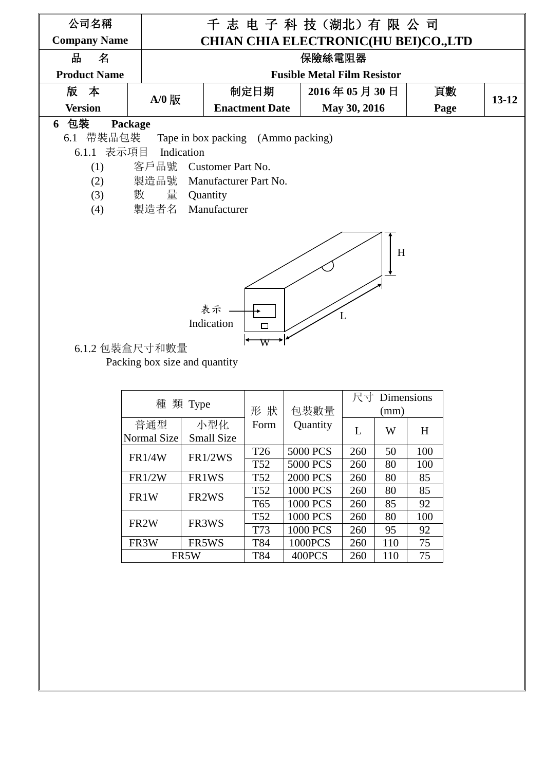| 公司名稱 Company Name | 千 志 电 子 科 技（湖北）有 限 公 司 CHIAN CHIA ELECTRONIC(HU BEI)CO.,LTD | | | | |
|---|---|---|---|---|---|
| 品　名 Product Name | 保險絲電阻器 Fusible Metal Film Resistor | | | | |
| 版　本 Version | A/0 版 | 制定日期 Enactment Date | 2016 年 05 月 30 日 May 30, 2016 | 頁數 Page | 13-12 |

## 6 包裝　Package

### 6.1 帶裝品包裝　Tape in box packing　(Ammo packing)

#### 6.1.1 表示項目　Indication

(1) 客戶品號　Customer Part No.

(2) 製造品號　Manufacturer Part No.

(3) 數　　量　Quantity

(4) 製造者名　Manufacturer

表示 Indication　H　L　W

#### 6.1.2 包裝盒尺寸和數量

Packing box size and quantity

| 種 類 Type | | 形 狀 Form | 包裝數量 Quantity | 尺寸 Dimensions (mm) | | |
|---|---|---|---|---|---|---|
| 普通型 Normal Size | 小型化 Small Size | | | L | W | H |
| FR1/4W | FR1/2WS | T26 | 5000 PCS | 260 | 50 | 100 |
| | | T52 | 5000 PCS | 260 | 80 | 100 |
| FR1/2W | FR1WS | T52 | 2000 PCS | 260 | 80 | 85 |
| FR1W | FR2WS | T52 | 1000 PCS | 260 | 80 | 85 |
| | | T65 | 1000 PCS | 260 | 85 | 92 |
| FR2W | FR3WS | T52 | 1000 PCS | 260 | 80 | 100 |
| | | T73 | 1000 PCS | 260 | 95 | 92 |
| FR3W | FR5WS | T84 | 1000PCS | 260 | 110 | 75 |
| FR5W | | T84 | 400PCS | 260 | 110 | 75 |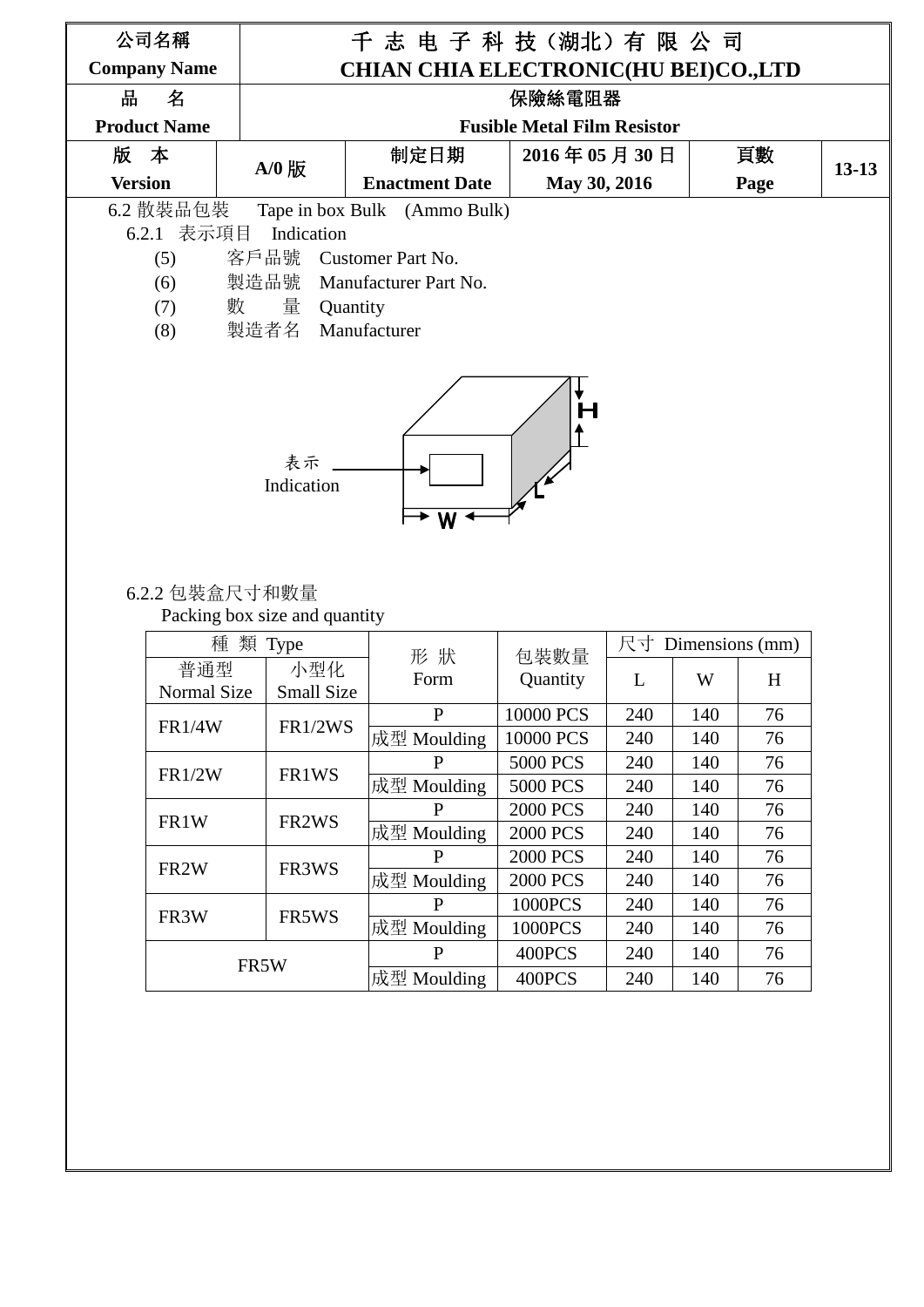6.2 散裝品包裝　Tape in box Bulk　(Ammo Bulk)

6.2.1　表示項目　Indication

(5)　客戶品號　Customer Part No.

(6)　製造品號　Manufacturer Part No.

(7)　數　　量　Quantity

(8)　製造者名　Manufacturer

表示
Indication

H

L

W

6.2.2 包裝盒尺寸和數量

Packing box size and quantity

| 種 類 Type | | 形 狀 Form | 包裝數量 Quantity | 尺寸 Dimensions (mm) | | |
|---|---|---|---|---|---|---|
| 普通型 Normal Size | 小型化 Small Size | | | L | W | H |
| FR1/4W | FR1/2WS | P | 10000 PCS | 240 | 140 | 76 |
| | | 成型 Moulding | 10000 PCS | 240 | 140 | 76 |
| FR1/2W | FR1WS | P | 5000 PCS | 240 | 140 | 76 |
| | | 成型 Moulding | 5000 PCS | 240 | 140 | 76 |
| FR1W | FR2WS | P | 2000 PCS | 240 | 140 | 76 |
| | | 成型 Moulding | 2000 PCS | 240 | 140 | 76 |
| FR2W | FR3WS | P | 2000 PCS | 240 | 140 | 76 |
| | | 成型 Moulding | 2000 PCS | 240 | 140 | 76 |
| FR3W | FR5WS | P | 1000PCS | 240 | 140 | 76 |
| | | 成型 Moulding | 1000PCS | 240 | 140 | 76 |
| FR5W | | P | 400PCS | 240 | 140 | 76 |
| | | 成型 Moulding | 400PCS | 240 | 140 | 76 |